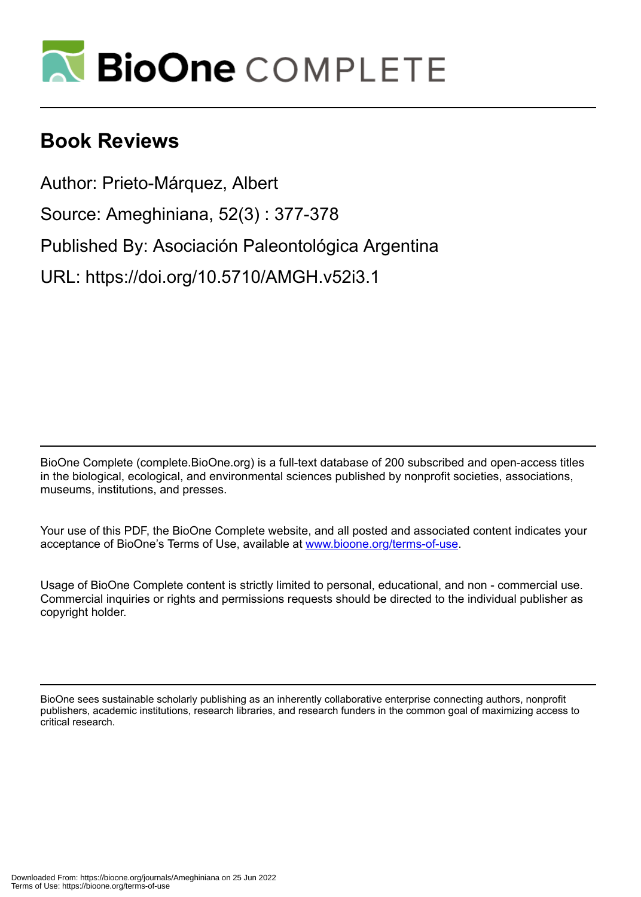# BioOne COMPLETE

## Book Reviews

Author: Prieto-Márquez, Albert

Source: Ameghiniana, 52(3) : 377-378

Published By: Asociación Paleontológica Argentina

URL: https://doi.org/10.5710/AMGH.v52i3.1

BioOne Complete (complete.BioOne.org) is a full-text database of 200 subscribed and open-access titles in the biological, ecological, and environmental sciences published by nonprofit societies, associations, museums, institutions, and presses.

Your use of this PDF, the BioOne Complete website, and all posted and associated content indicates your acceptance of BioOne's Terms of Use, available at www.bioone.org/terms-of-use.

Usage of BioOne Complete content is strictly limited to personal, educational, and non - commercial use. Commercial inquiries or rights and permissions requests should be directed to the individual publisher as copyright holder.

BioOne sees sustainable scholarly publishing as an inherently collaborative enterprise connecting authors, nonprofit publishers, academic institutions, research libraries, and research funders in the common goal of maximizing access to critical research.

Downloaded From: https://bioone.org/journals/Ameghiniana on 25 Jun 2022
Terms of Use: https://bioone.org/terms-of-use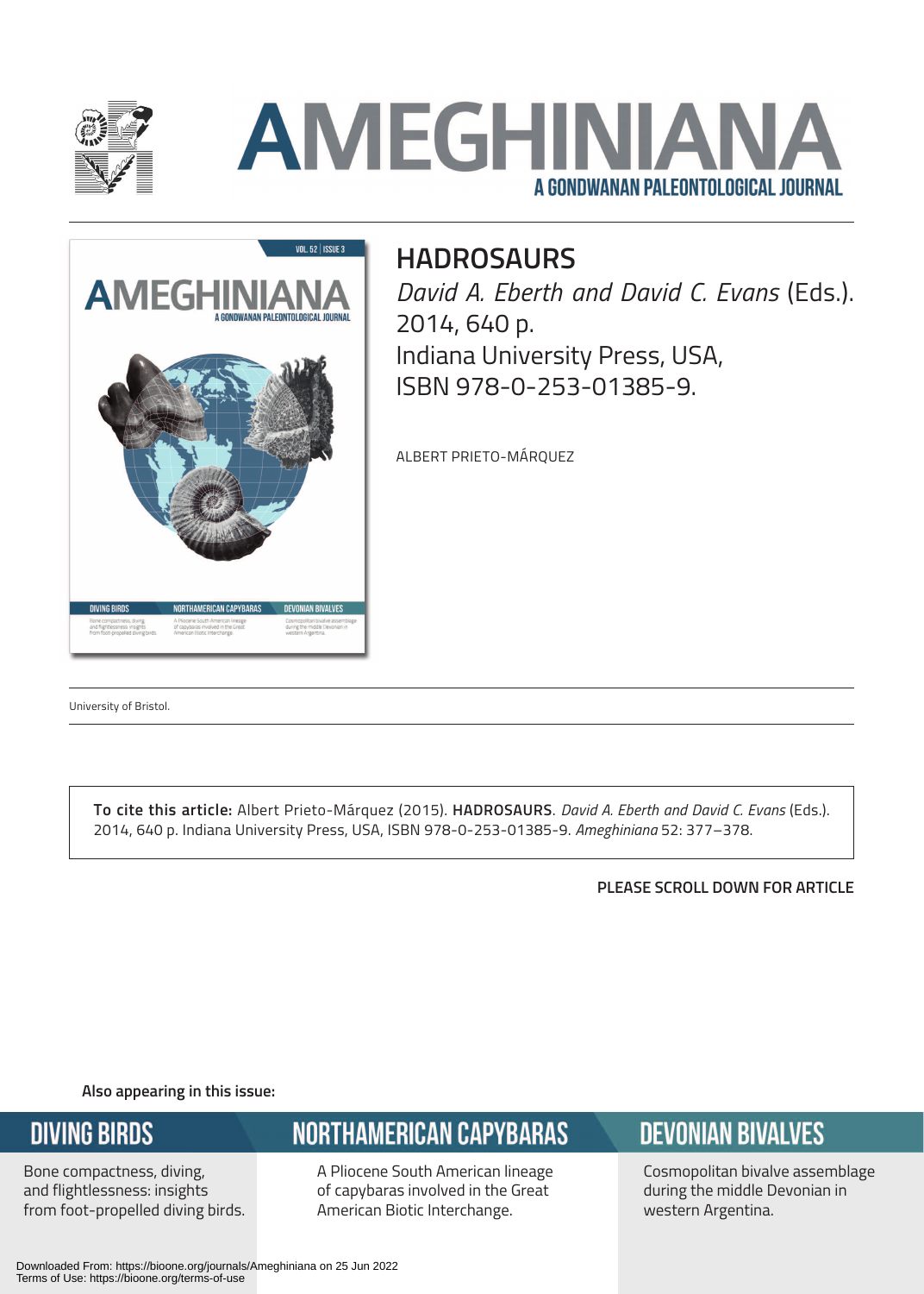# AMEGHINIANA

A GONDWANAN PALEONTOLOGICAL JOURNAL

## HADROSAURS

*David A. Eberth and David C. Evans* (Eds.). 2014, 640 p.
Indiana University Press, USA,
ISBN 978-0-253-01385-9.

ALBERT PRIETO-MÁRQUEZ

University of Bristol.

**To cite this article:** Albert Prieto-Márquez (2015). **HADROSAURS**. *David A. Eberth and David C. Evans* (Eds.). 2014, 640 p. Indiana University Press, USA, ISBN 978-0-253-01385-9. *Ameghiniana* 52: 377–378.

**PLEASE SCROLL DOWN FOR ARTICLE**

**Also appearing in this issue:**

**DIVING BIRDS**
Bone compactness, diving, and flightlessness: insights from foot-propelled diving birds.

**NORTHAMERICAN CAPYBARAS**
A Pliocene South American lineage of capybaras involved in the Great American Biotic Interchange.

**DEVONIAN BIVALVES**
Cosmopolitan bivalve assemblage during the middle Devonian in western Argentina.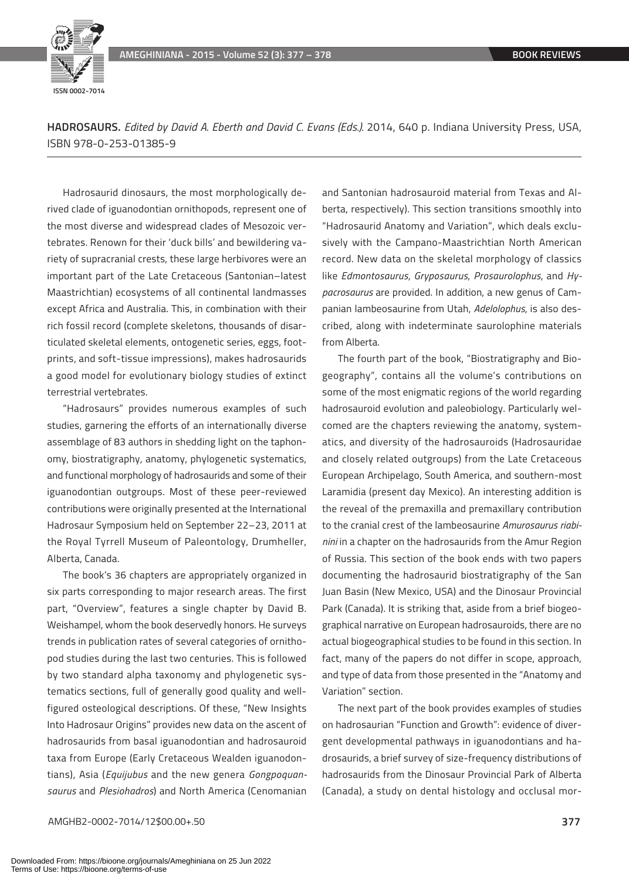**HADROSAURS.** *Edited by David A. Eberth and David C. Evans (Eds.).* 2014, 640 p. Indiana University Press, USA, ISBN 978-0-253-01385-9

Hadrosaurid dinosaurs, the most morphologically derived clade of iguanodontian ornithopods, represent one of the most diverse and widespread clades of Mesozoic vertebrates. Renown for their 'duck bills' and bewildering variety of supracranial crests, these large herbivores were an important part of the Late Cretaceous (Santonian–latest Maastrichtian) ecosystems of all continental landmasses except Africa and Australia. This, in combination with their rich fossil record (complete skeletons, thousands of disarticulated skeletal elements, ontogenetic series, eggs, footprints, and soft-tissue impressions), makes hadrosaurids a good model for evolutionary biology studies of extinct terrestrial vertebrates.

"Hadrosaurs" provides numerous examples of such studies, garnering the efforts of an internationally diverse assemblage of 83 authors in shedding light on the taphonomy, biostratigraphy, anatomy, phylogenetic systematics, and functional morphology of hadrosaurids and some of their iguanodontian outgroups. Most of these peer-reviewed contributions were originally presented at the International Hadrosaur Symposium held on September 22–23, 2011 at the Royal Tyrrell Museum of Paleontology, Drumheller, Alberta, Canada.

The book's 36 chapters are appropriately organized in six parts corresponding to major research areas. The first part, "Overview", features a single chapter by David B. Weishampel, whom the book deservedly honors. He surveys trends in publication rates of several categories of ornithopod studies during the last two centuries. This is followed by two standard alpha taxonomy and phylogenetic systematics sections, full of generally good quality and well-figured osteological descriptions. Of these, "New Insights Into Hadrosaur Origins" provides new data on the ascent of hadrosaurids from basal iguanodontian and hadrosauroid taxa from Europe (Early Cretaceous Wealden iguanodontians), Asia (*Equijubus* and the new genera *Gongpoquansaurus* and *Plesiohadros*) and North America (Cenomanian and Santonian hadrosauroid material from Texas and Alberta, respectively). This section transitions smoothly into "Hadrosaurid Anatomy and Variation", which deals exclusively with the Campano-Maastrichtian North American record. New data on the skeletal morphology of classics like *Edmontosaurus*, *Gryposaurus*, *Prosaurolophus*, and *Hypacrosaurus* are provided. In addition, a new genus of Campanian lambeosaurine from Utah, *Adelolophus*, is also described, along with indeterminate saurolophine materials from Alberta.

The fourth part of the book, "Biostratigraphy and Biogeography", contains all the volume's contributions on some of the most enigmatic regions of the world regarding hadrosauroid evolution and paleobiology. Particularly welcomed are the chapters reviewing the anatomy, systematics, and diversity of the hadrosauroids (Hadrosauridae and closely related outgroups) from the Late Cretaceous European Archipelago, South America, and southern-most Laramidia (present day Mexico). An interesting addition is the reveal of the premaxilla and premaxillary contribution to the cranial crest of the lambeosaurine *Amurosaurus riabinini* in a chapter on the hadrosaurids from the Amur Region of Russia. This section of the book ends with two papers documenting the hadrosaurid biostratigraphy of the San Juan Basin (New Mexico, USA) and the Dinosaur Provincial Park (Canada). It is striking that, aside from a brief biogeographical narrative on European hadrosauroids, there are no actual biogeographical studies to be found in this section. In fact, many of the papers do not differ in scope, approach, and type of data from those presented in the "Anatomy and Variation" section.

The next part of the book provides examples of studies on hadrosaurian "Function and Growth": evidence of divergent developmental pathways in iguanodontians and hadrosaurids, a brief survey of size-frequency distributions of hadrosaurids from the Dinosaur Provincial Park of Alberta (Canada), a study on dental histology and occlusal mor-

AMGHB2-0002-7014/12$00.00+.50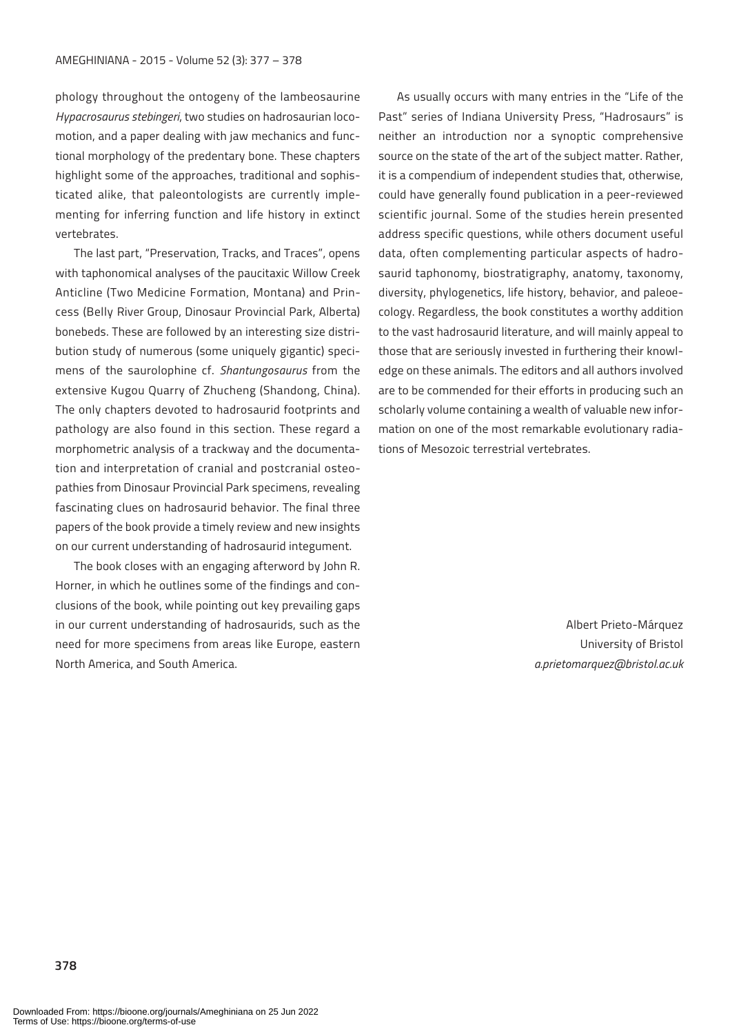phology throughout the ontogeny of the lambeosaurine *Hypacrosaurus stebingeri*, two studies on hadrosaurian locomotion, and a paper dealing with jaw mechanics and functional morphology of the predentary bone. These chapters highlight some of the approaches, traditional and sophisticated alike, that paleontologists are currently implementing for inferring function and life history in extinct vertebrates.

The last part, "Preservation, Tracks, and Traces", opens with taphonomical analyses of the paucitaxic Willow Creek Anticline (Two Medicine Formation, Montana) and Princess (Belly River Group, Dinosaur Provincial Park, Alberta) bonebeds. These are followed by an interesting size distribution study of numerous (some uniquely gigantic) specimens of the saurolophine cf. *Shantungosaurus* from the extensive Kugou Quarry of Zhucheng (Shandong, China). The only chapters devoted to hadrosaurid footprints and pathology are also found in this section. These regard a morphometric analysis of a trackway and the documentation and interpretation of cranial and postcranial osteopathies from Dinosaur Provincial Park specimens, revealing fascinating clues on hadrosaurid behavior. The final three papers of the book provide a timely review and new insights on our current understanding of hadrosaurid integument.

The book closes with an engaging afterword by John R. Horner, in which he outlines some of the findings and conclusions of the book, while pointing out key prevailing gaps in our current understanding of hadrosaurids, such as the need for more specimens from areas like Europe, eastern North America, and South America.

As usually occurs with many entries in the "Life of the Past" series of Indiana University Press, "Hadrosaurs" is neither an introduction nor a synoptic comprehensive source on the state of the art of the subject matter. Rather, it is a compendium of independent studies that, otherwise, could have generally found publication in a peer-reviewed scientific journal. Some of the studies herein presented address specific questions, while others document useful data, often complementing particular aspects of hadrosaurid taphonomy, biostratigraphy, anatomy, taxonomy, diversity, phylogenetics, life history, behavior, and paleoecology. Regardless, the book constitutes a worthy addition to the vast hadrosaurid literature, and will mainly appeal to those that are seriously invested in furthering their knowledge on these animals. The editors and all authors involved are to be commended for their efforts in producing such an scholarly volume containing a wealth of valuable new information on one of the most remarkable evolutionary radiations of Mesozoic terrestrial vertebrates.

Albert Prieto-Márquez
University of Bristol
*a.prietomarquez@bristol.ac.uk*

Downloaded From: https://bioone.org/journals/Ameghiniana on 25 Jun 2022
Terms of Use: https://bioone.org/terms-of-use